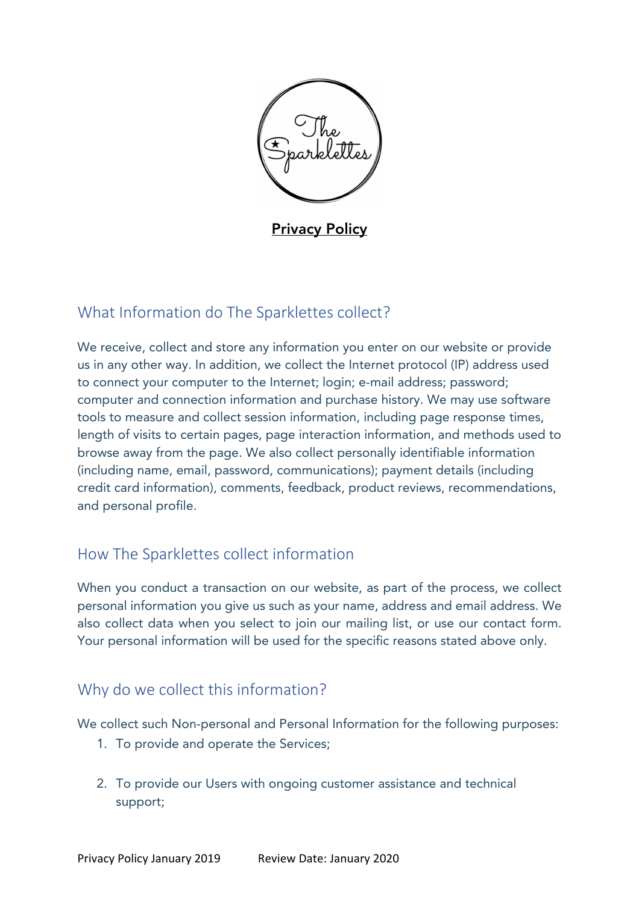# Privacy Policy

## What Information do The Sparklettes collect?

We receive, collect and store any information you enter on our website or provide us in any other way. In addition, we collect the Internet protocol (IP) address used to connect your computer to the Internet; login; e-mail address; password; computer and connection information and purchase history. We may use software tools to measure and collect session information, including page response times, length of visits to certain pages, page interaction information, and methods used to browse away from the page. We also collect personally identifiable information (including name, email, password, communications); payment details (including credit card information), comments, feedback, product reviews, recommendations, and personal profile.

## How The Sparklettes collect information

When you conduct a transaction on our website, as part of the process, we collect personal information you give us such as your name, address and email address. We also collect data when you select to join our mailing list, or use our contact form. Your personal information will be used for the specific reasons stated above only.

## Why do we collect this information?

We collect such Non-personal and Personal Information for the following purposes:

1. To provide and operate the Services;
2. To provide our Users with ongoing customer assistance and technical support;

Privacy Policy January 2019 Review Date: January 2020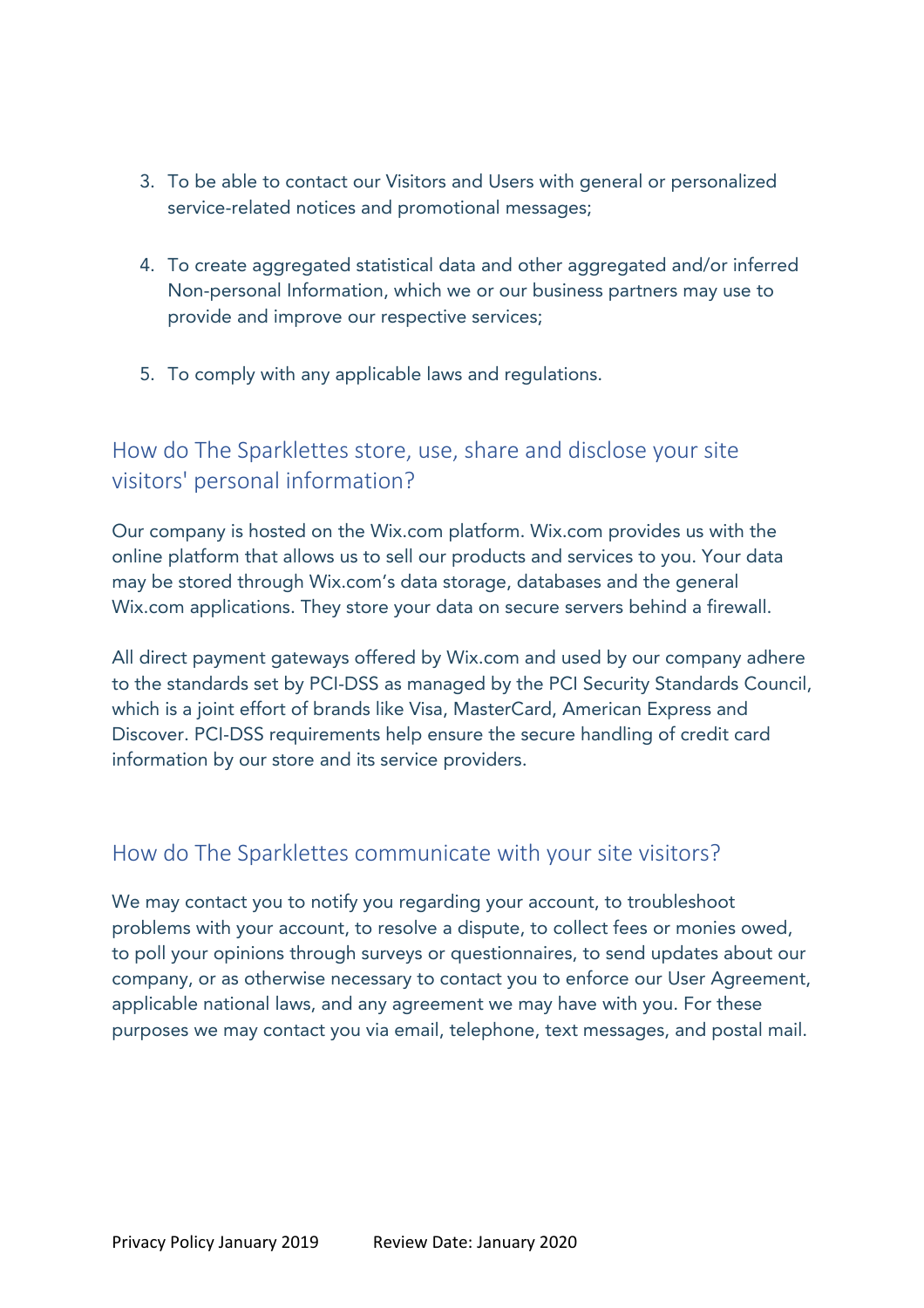3. To be able to contact our Visitors and Users with general or personalized service-related notices and promotional messages;

4. To create aggregated statistical data and other aggregated and/or inferred Non-personal Information, which we or our business partners may use to provide and improve our respective services;

5. To comply with any applicable laws and regulations.

## How do The Sparklettes store, use, share and disclose your site visitors' personal information?

Our company is hosted on the Wix.com platform. Wix.com provides us with the online platform that allows us to sell our products and services to you. Your data may be stored through Wix.com's data storage, databases and the general Wix.com applications. They store your data on secure servers behind a firewall.

All direct payment gateways offered by Wix.com and used by our company adhere to the standards set by PCI-DSS as managed by the PCI Security Standards Council, which is a joint effort of brands like Visa, MasterCard, American Express and Discover. PCI-DSS requirements help ensure the secure handling of credit card information by our store and its service providers.

## How do The Sparklettes communicate with your site visitors?

We may contact you to notify you regarding your account, to troubleshoot problems with your account, to resolve a dispute, to collect fees or monies owed, to poll your opinions through surveys or questionnaires, to send updates about our company, or as otherwise necessary to contact you to enforce our User Agreement, applicable national laws, and any agreement we may have with you. For these purposes we may contact you via email, telephone, text messages, and postal mail.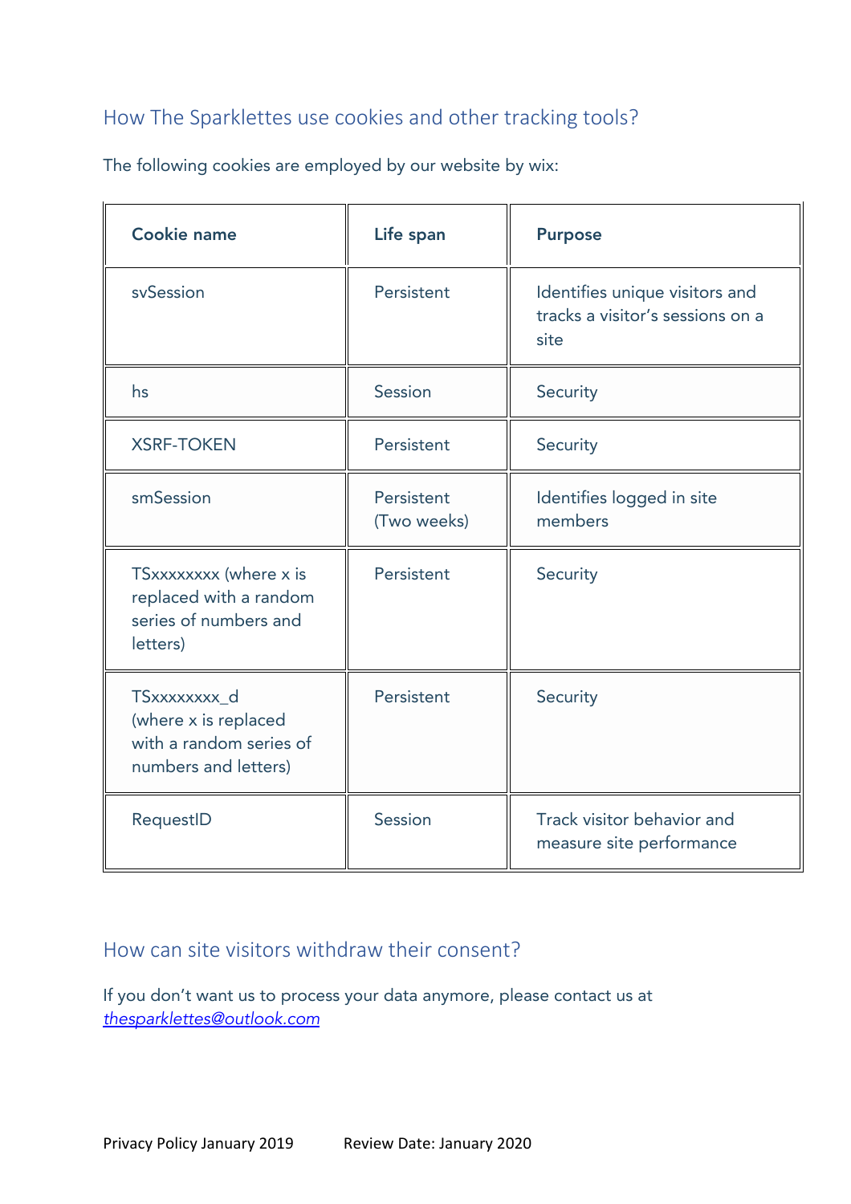## How The Sparklettes use cookies and other tracking tools?

The following cookies are employed by our website by wix:

| Cookie name | Life span | Purpose |
|---|---|---|
| svSession | Persistent | Identifies unique visitors and tracks a visitor's sessions on a site |
| hs | Session | Security |
| XSRF-TOKEN | Persistent | Security |
| smSession | Persistent (Two weeks) | Identifies logged in site members |
| TSxxxxxxxx (where x is replaced with a random series of numbers and letters) | Persistent | Security |
| TSxxxxxxxx_d (where x is replaced with a random series of numbers and letters) | Persistent | Security |
| RequestID | Session | Track visitor behavior and measure site performance |

## How can site visitors withdraw their consent?

If you don't want us to process your data anymore, please contact us at *thesparklettes@outlook.com*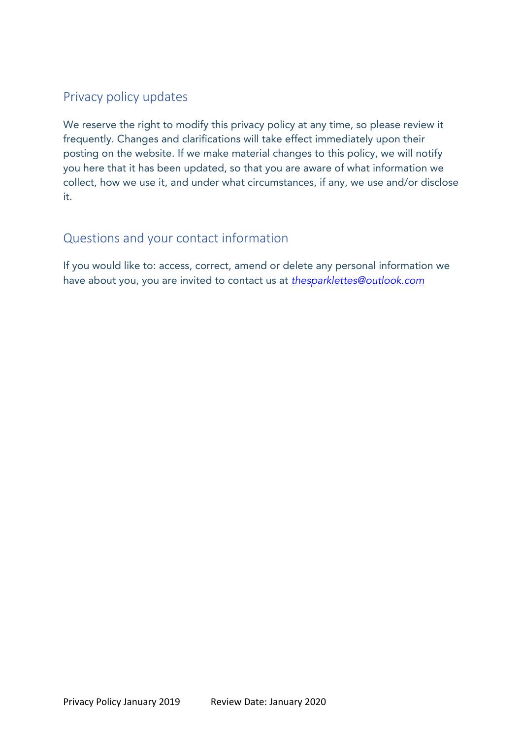## Privacy policy updates

We reserve the right to modify this privacy policy at any time, so please review it frequently. Changes and clarifications will take effect immediately upon their posting on the website. If we make material changes to this policy, we will notify you here that it has been updated, so that you are aware of what information we collect, how we use it, and under what circumstances, if any, we use and/or disclose it.

## Questions and your contact information

If you would like to: access, correct, amend or delete any personal information we have about you, you are invited to contact us at *thesparklettes@outlook.com*